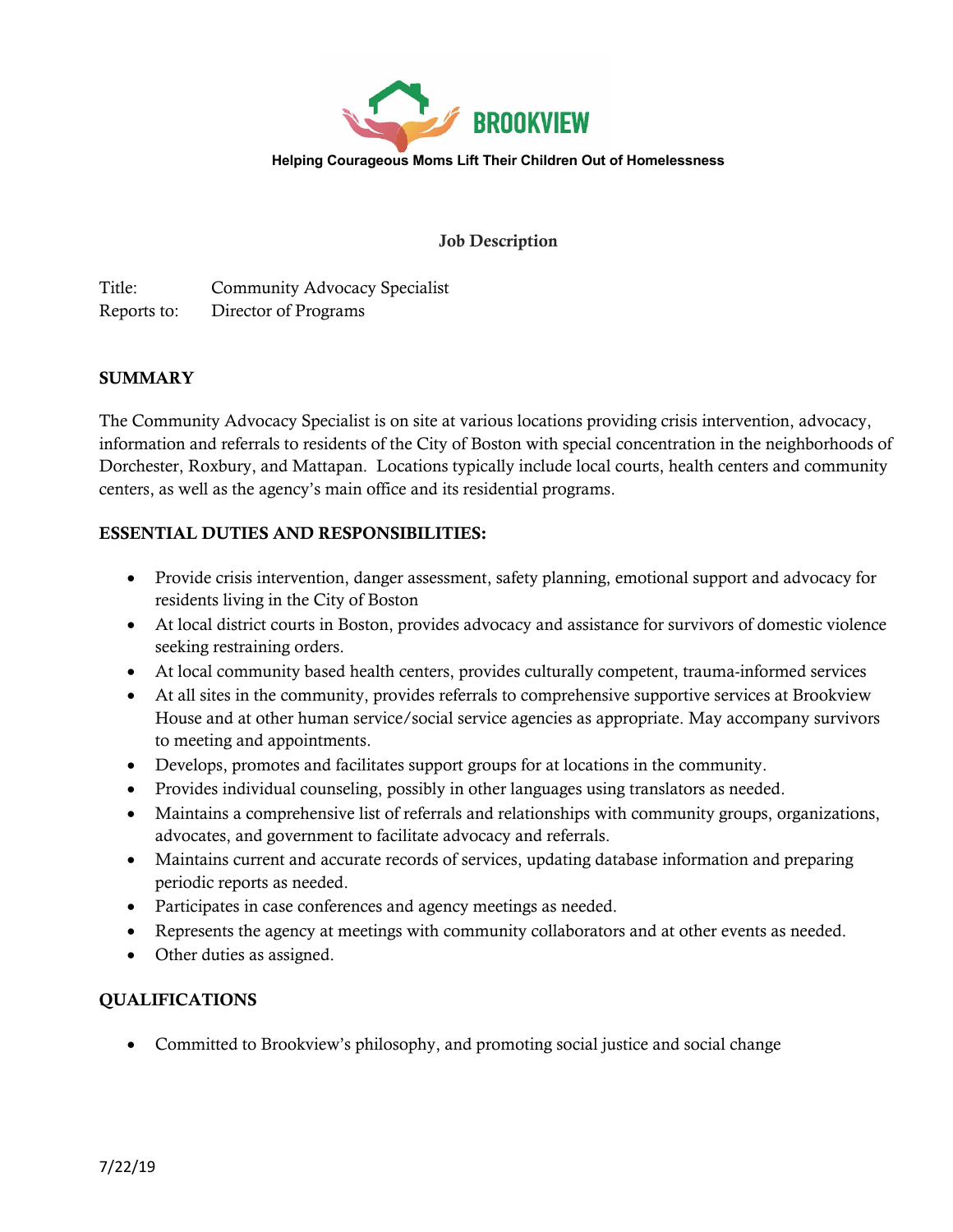**BROOKVIEW**

**Helping Courageous Moms Lift Their Children Out of Homelessness**

## Job Description

Title: Community Advocacy Specialist
Reports to: Director of Programs

## SUMMARY

The Community Advocacy Specialist is on site at various locations providing crisis intervention, advocacy, information and referrals to residents of the City of Boston with special concentration in the neighborhoods of Dorchester, Roxbury, and Mattapan. Locations typically include local courts, health centers and community centers, as well as the agency's main office and its residential programs.

## ESSENTIAL DUTIES AND RESPONSIBILITIES:

- Provide crisis intervention, danger assessment, safety planning, emotional support and advocacy for residents living in the City of Boston
- At local district courts in Boston, provides advocacy and assistance for survivors of domestic violence seeking restraining orders.
- At local community based health centers, provides culturally competent, trauma-informed services
- At all sites in the community, provides referrals to comprehensive supportive services at Brookview House and at other human service/social service agencies as appropriate. May accompany survivors to meeting and appointments.
- Develops, promotes and facilitates support groups for at locations in the community.
- Provides individual counseling, possibly in other languages using translators as needed.
- Maintains a comprehensive list of referrals and relationships with community groups, organizations, advocates, and government to facilitate advocacy and referrals.
- Maintains current and accurate records of services, updating database information and preparing periodic reports as needed.
- Participates in case conferences and agency meetings as needed.
- Represents the agency at meetings with community collaborators and at other events as needed.
- Other duties as assigned.

## QUALIFICATIONS

- Committed to Brookview's philosophy, and promoting social justice and social change

7/22/19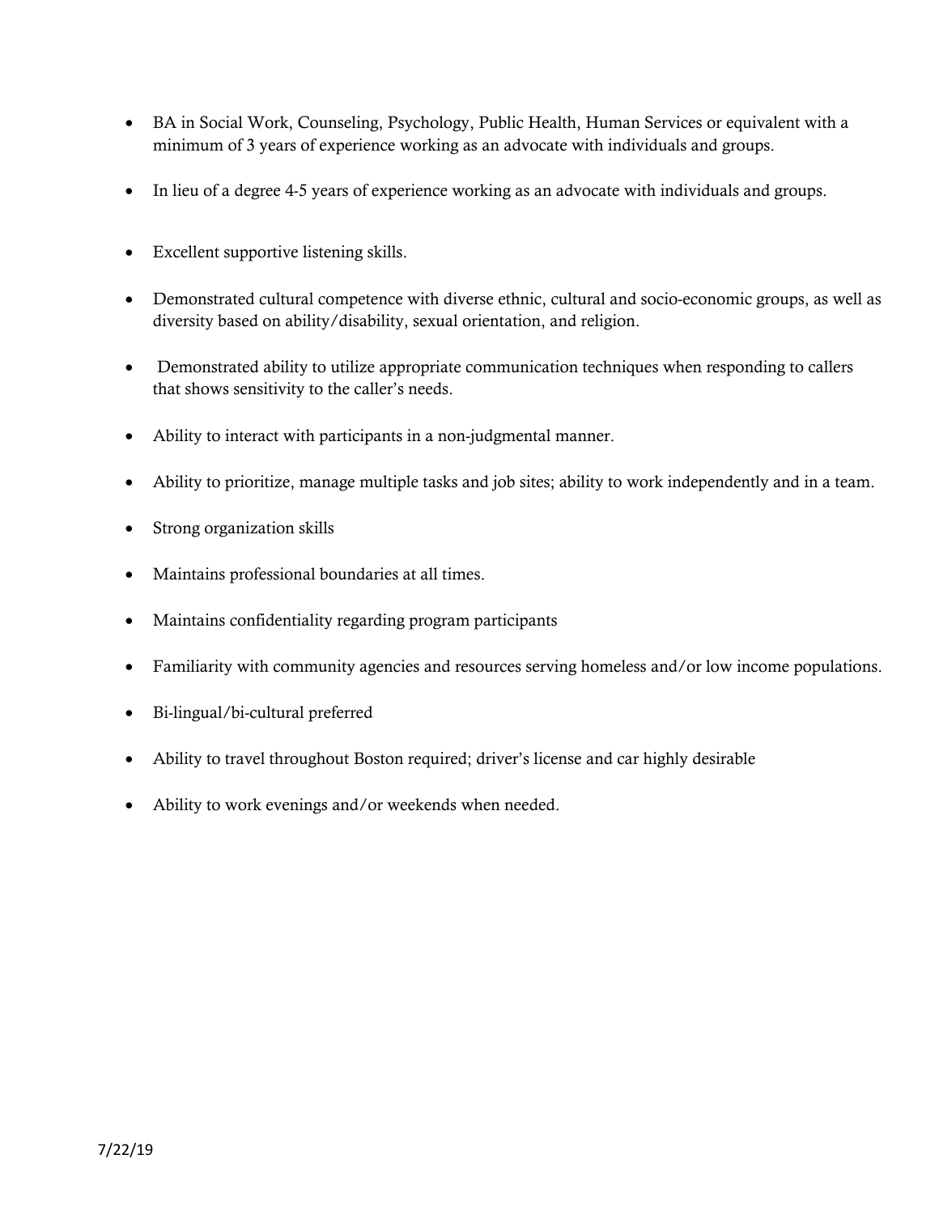- BA in Social Work, Counseling, Psychology, Public Health, Human Services or equivalent with a minimum of 3 years of experience working as an advocate with individuals and groups.
- In lieu of a degree 4-5 years of experience working as an advocate with individuals and groups.
- Excellent supportive listening skills.
- Demonstrated cultural competence with diverse ethnic, cultural and socio-economic groups, as well as diversity based on ability/disability, sexual orientation, and religion.
- Demonstrated ability to utilize appropriate communication techniques when responding to callers that shows sensitivity to the caller's needs.
- Ability to interact with participants in a non-judgmental manner.
- Ability to prioritize, manage multiple tasks and job sites; ability to work independently and in a team.
- Strong organization skills
- Maintains professional boundaries at all times.
- Maintains confidentiality regarding program participants
- Familiarity with community agencies and resources serving homeless and/or low income populations.
- Bi-lingual/bi-cultural preferred
- Ability to travel throughout Boston required; driver's license and car highly desirable
- Ability to work evenings and/or weekends when needed.

7/22/19